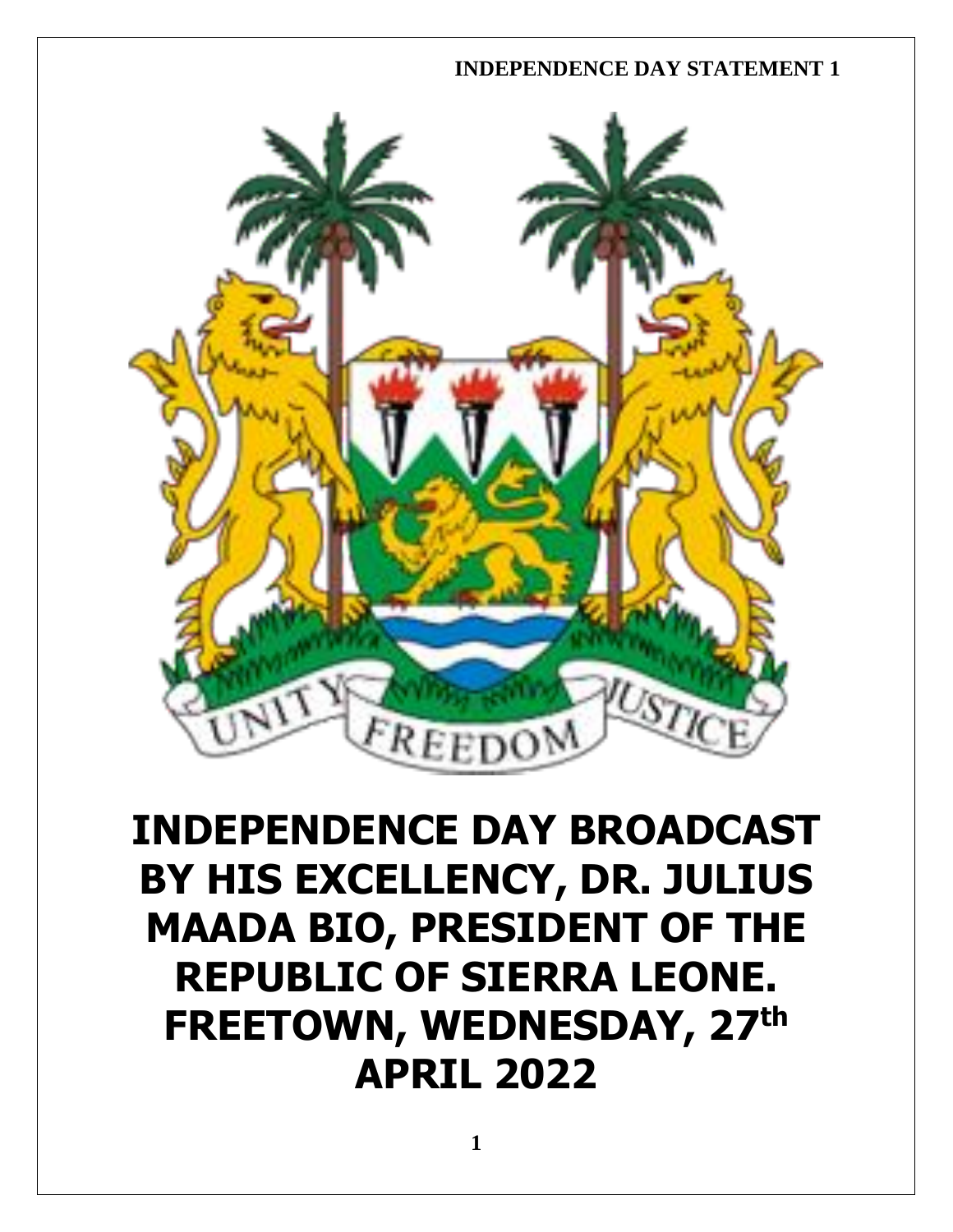# INDEPENDENCE DAY BROADCAST BY HIS EXCELLENCY, DR. JULIUS MAADA BIO, PRESIDENT OF THE REPUBLIC OF SIERRA LEONE. FREETOWN, WEDNESDAY, 27th APRIL 2022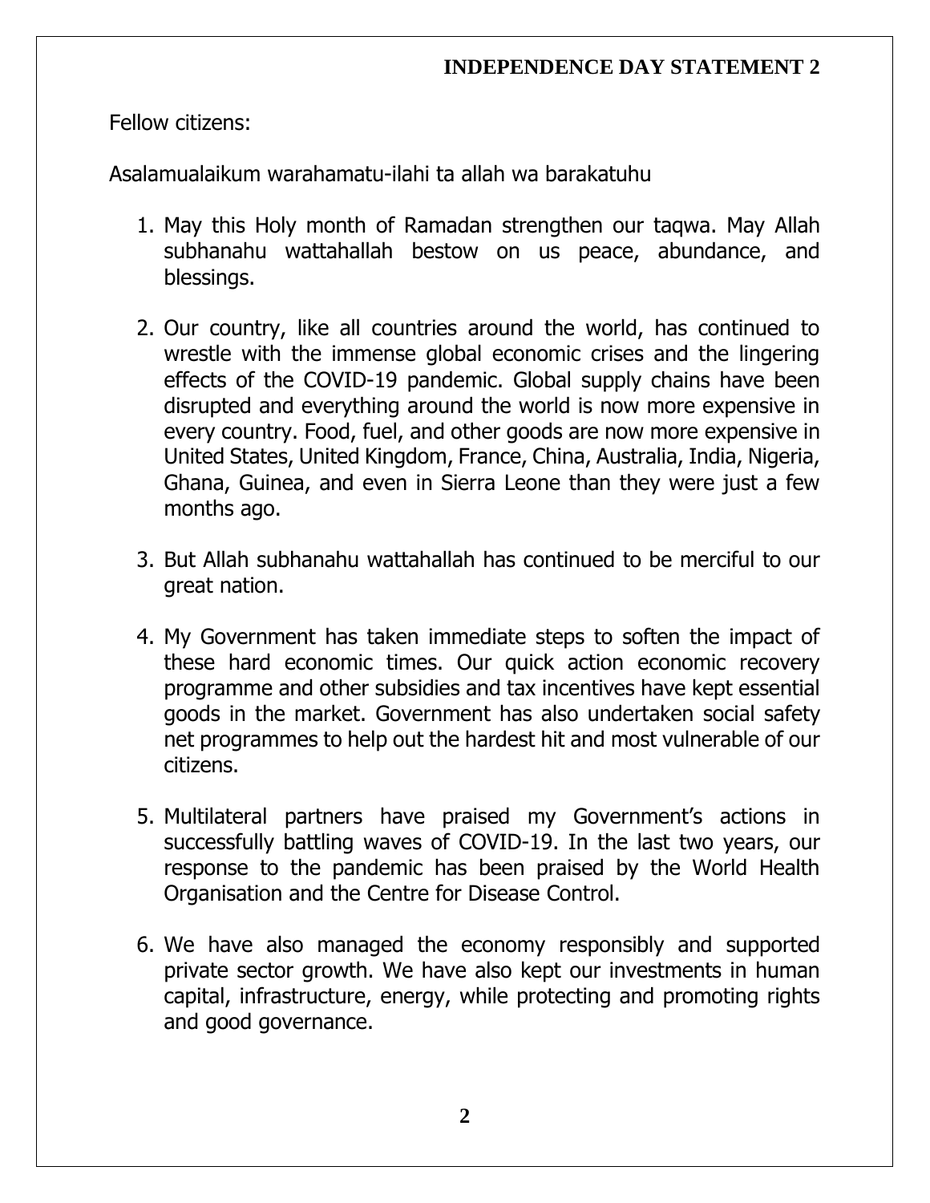Fellow citizens:

Asalamualaikum warahamatu-ilahi ta allah wa barakatuhu

1. May this Holy month of Ramadan strengthen our taqwa. May Allah subhanahu wattahallah bestow on us peace, abundance, and blessings.

2. Our country, like all countries around the world, has continued to wrestle with the immense global economic crises and the lingering effects of the COVID-19 pandemic. Global supply chains have been disrupted and everything around the world is now more expensive in every country. Food, fuel, and other goods are now more expensive in United States, United Kingdom, France, China, Australia, India, Nigeria, Ghana, Guinea, and even in Sierra Leone than they were just a few months ago.

3. But Allah subhanahu wattahallah has continued to be merciful to our great nation.

4. My Government has taken immediate steps to soften the impact of these hard economic times. Our quick action economic recovery programme and other subsidies and tax incentives have kept essential goods in the market. Government has also undertaken social safety net programmes to help out the hardest hit and most vulnerable of our citizens.

5. Multilateral partners have praised my Government's actions in successfully battling waves of COVID-19. In the last two years, our response to the pandemic has been praised by the World Health Organisation and the Centre for Disease Control.

6. We have also managed the economy responsibly and supported private sector growth. We have also kept our investments in human capital, infrastructure, energy, while protecting and promoting rights and good governance.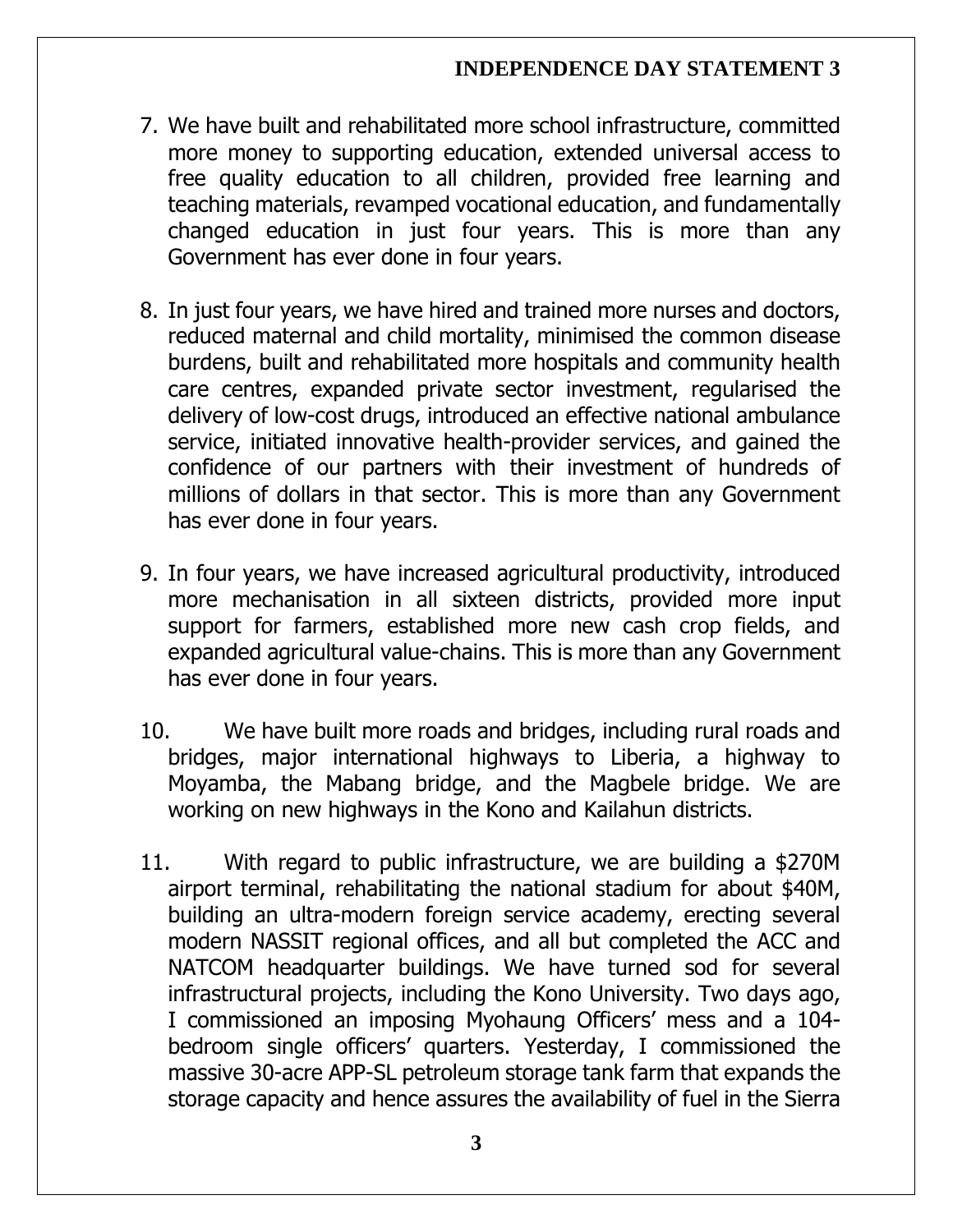7. We have built and rehabilitated more school infrastructure, committed more money to supporting education, extended universal access to free quality education to all children, provided free learning and teaching materials, revamped vocational education, and fundamentally changed education in just four years. This is more than any Government has ever done in four years.

8. In just four years, we have hired and trained more nurses and doctors, reduced maternal and child mortality, minimised the common disease burdens, built and rehabilitated more hospitals and community health care centres, expanded private sector investment, regularised the delivery of low-cost drugs, introduced an effective national ambulance service, initiated innovative health-provider services, and gained the confidence of our partners with their investment of hundreds of millions of dollars in that sector. This is more than any Government has ever done in four years.

9. In four years, we have increased agricultural productivity, introduced more mechanisation in all sixteen districts, provided more input support for farmers, established more new cash crop fields, and expanded agricultural value-chains. This is more than any Government has ever done in four years.

10. We have built more roads and bridges, including rural roads and bridges, major international highways to Liberia, a highway to Moyamba, the Mabang bridge, and the Magbele bridge. We are working on new highways in the Kono and Kailahun districts.

11. With regard to public infrastructure, we are building a $270M airport terminal, rehabilitating the national stadium for about $40M, building an ultra-modern foreign service academy, erecting several modern NASSIT regional offices, and all but completed the ACC and NATCOM headquarter buildings. We have turned sod for several infrastructural projects, including the Kono University. Two days ago, I commissioned an imposing Myohaung Officers' mess and a 104-bedroom single officers' quarters. Yesterday, I commissioned the massive 30-acre APP-SL petroleum storage tank farm that expands the storage capacity and hence assures the availability of fuel in the Sierra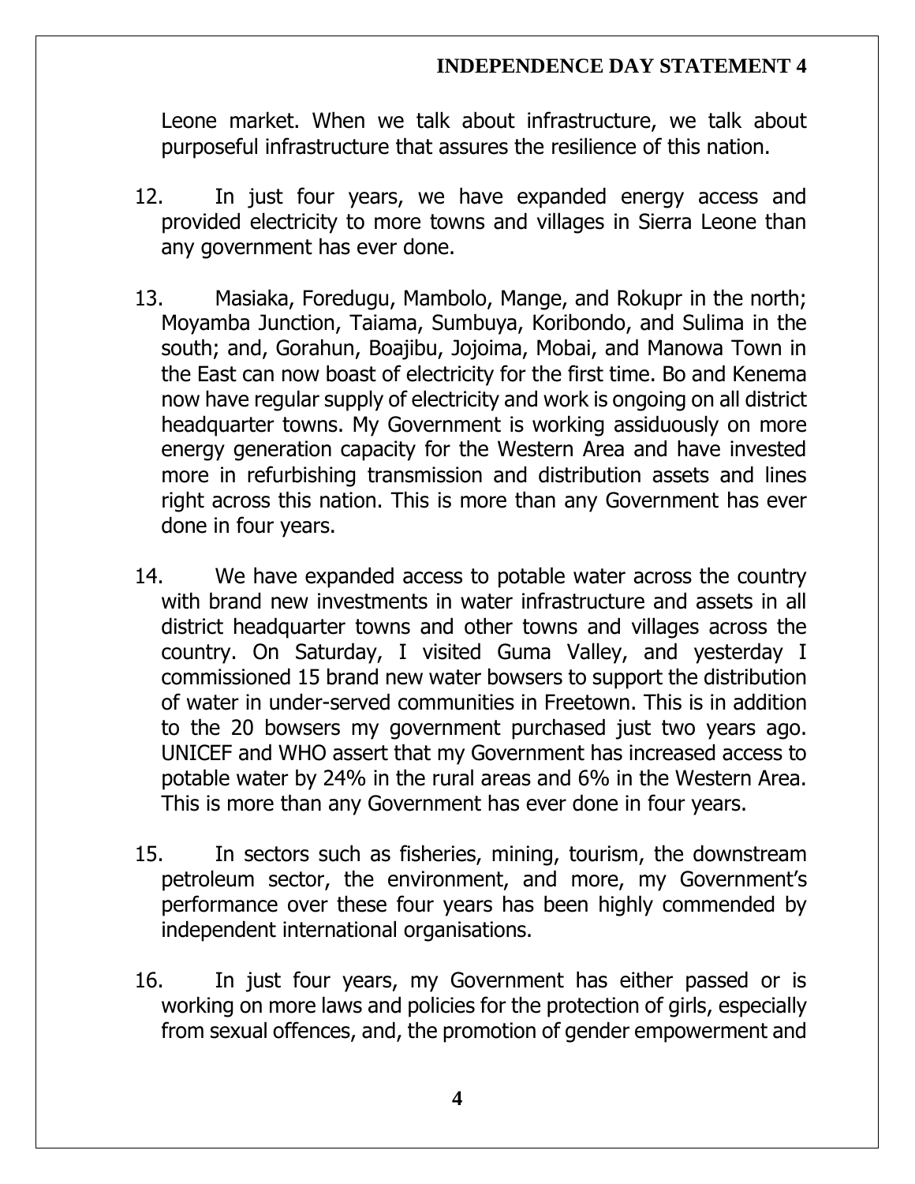Leone market. When we talk about infrastructure, we talk about purposeful infrastructure that assures the resilience of this nation.

12. In just four years, we have expanded energy access and provided electricity to more towns and villages in Sierra Leone than any government has ever done.

13. Masiaka, Foredugu, Mambolo, Mange, and Rokupr in the north; Moyamba Junction, Taiama, Sumbuya, Koribondo, and Sulima in the south; and, Gorahun, Boajibu, Jojoima, Mobai, and Manowa Town in the East can now boast of electricity for the first time. Bo and Kenema now have regular supply of electricity and work is ongoing on all district headquarter towns. My Government is working assiduously on more energy generation capacity for the Western Area and have invested more in refurbishing transmission and distribution assets and lines right across this nation. This is more than any Government has ever done in four years.

14. We have expanded access to potable water across the country with brand new investments in water infrastructure and assets in all district headquarter towns and other towns and villages across the country. On Saturday, I visited Guma Valley, and yesterday I commissioned 15 brand new water bowsers to support the distribution of water in under-served communities in Freetown. This is in addition to the 20 bowsers my government purchased just two years ago. UNICEF and WHO assert that my Government has increased access to potable water by 24% in the rural areas and 6% in the Western Area. This is more than any Government has ever done in four years.

15. In sectors such as fisheries, mining, tourism, the downstream petroleum sector, the environment, and more, my Government's performance over these four years has been highly commended by independent international organisations.

16. In just four years, my Government has either passed or is working on more laws and policies for the protection of girls, especially from sexual offences, and, the promotion of gender empowerment and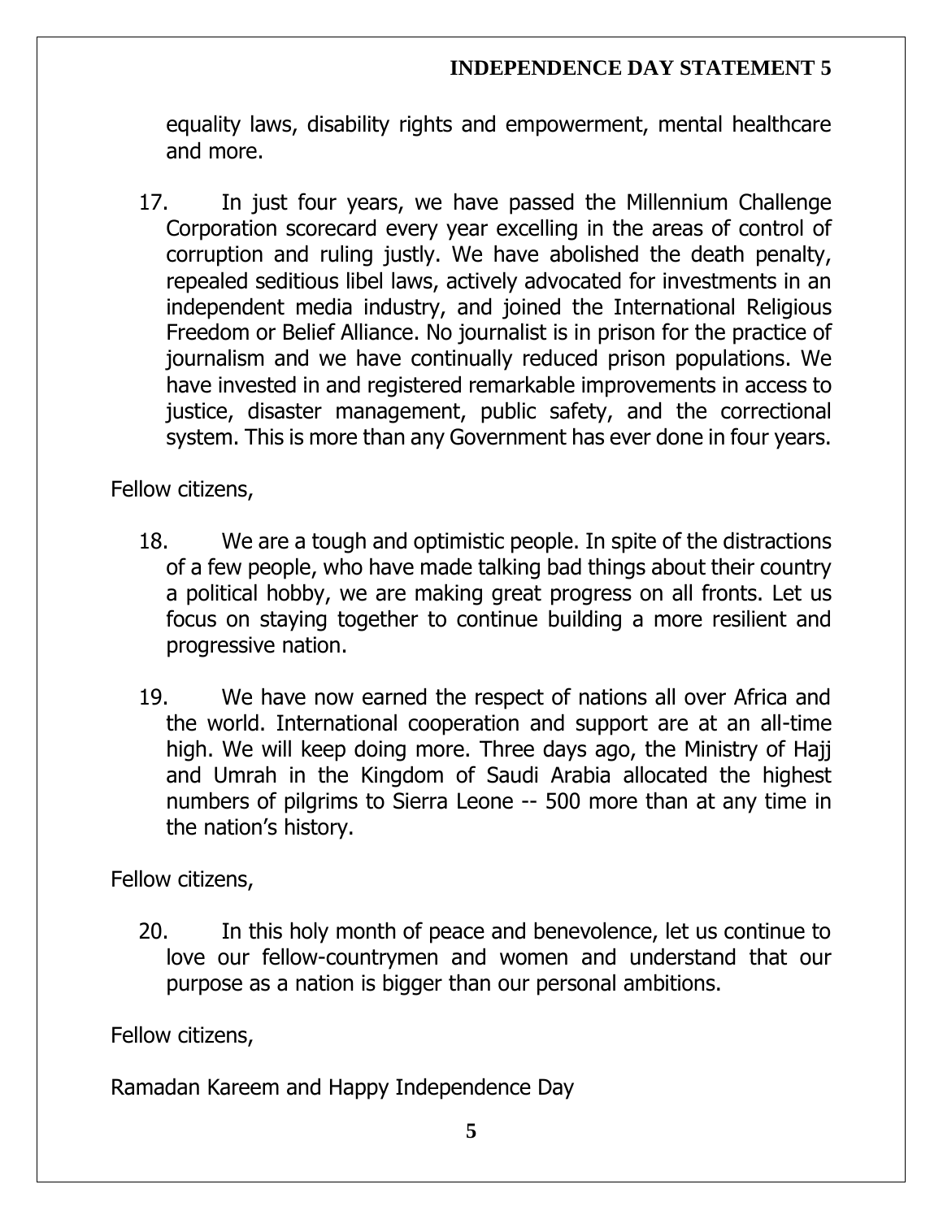equality laws, disability rights and empowerment, mental healthcare and more.

17. In just four years, we have passed the Millennium Challenge Corporation scorecard every year excelling in the areas of control of corruption and ruling justly. We have abolished the death penalty, repealed seditious libel laws, actively advocated for investments in an independent media industry, and joined the International Religious Freedom or Belief Alliance. No journalist is in prison for the practice of journalism and we have continually reduced prison populations. We have invested in and registered remarkable improvements in access to justice, disaster management, public safety, and the correctional system. This is more than any Government has ever done in four years.

Fellow citizens,

18. We are a tough and optimistic people. In spite of the distractions of a few people, who have made talking bad things about their country a political hobby, we are making great progress on all fronts. Let us focus on staying together to continue building a more resilient and progressive nation.

19. We have now earned the respect of nations all over Africa and the world. International cooperation and support are at an all-time high. We will keep doing more. Three days ago, the Ministry of Hajj and Umrah in the Kingdom of Saudi Arabia allocated the highest numbers of pilgrims to Sierra Leone -- 500 more than at any time in the nation's history.

Fellow citizens,

20. In this holy month of peace and benevolence, let us continue to love our fellow-countrymen and women and understand that our purpose as a nation is bigger than our personal ambitions.

Fellow citizens,

Ramadan Kareem and Happy Independence Day